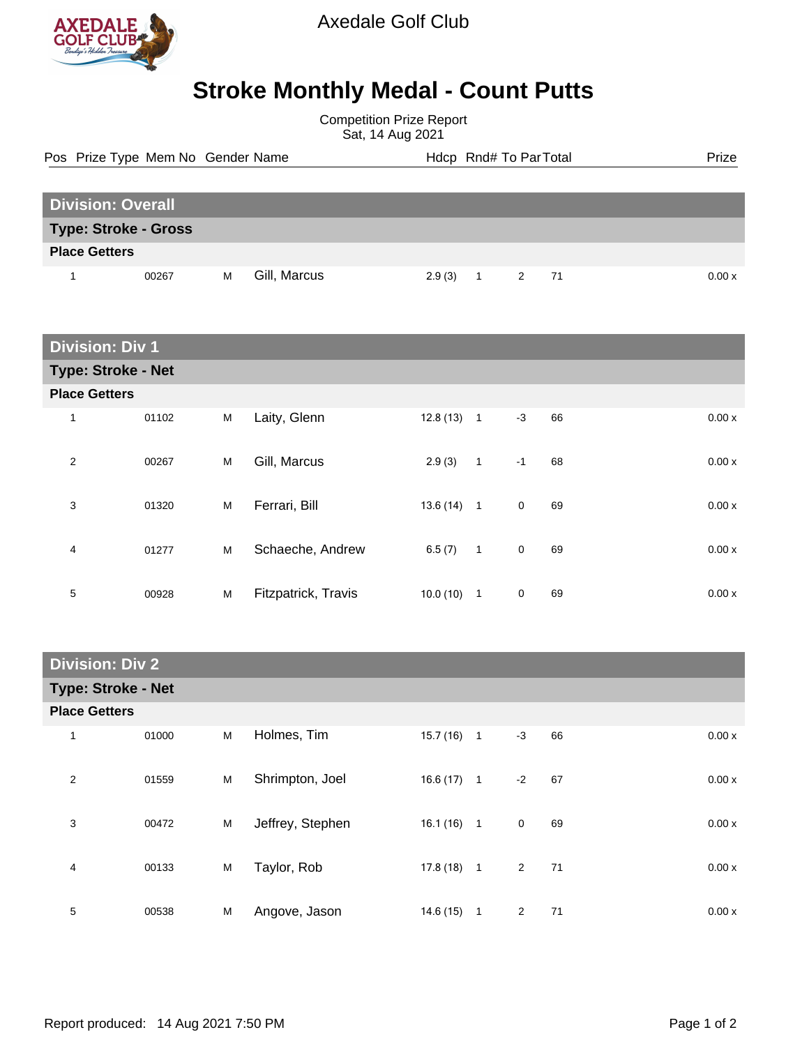Axedale Golf Club

# Stroke Monthly Medal - Count Putts

Competition Prize Report
Sat, 14 Aug 2021

## Division: Overall

### Type: Stroke - Gross

**Place Getters**

| Pos | Prize Type | Mem No | Gender | Name | Hdcp | Rnd# | To Par | Total | Prize |
|---|---|---|---|---|---|---|---|---|---|
| 1 | | 00267 | M | Gill, Marcus | 2.9 (3) | 1 | 2 | 71 | 0.00 x |

## Division: Div 1

### Type: Stroke - Net

**Place Getters**

| Pos | Prize Type | Mem No | Gender | Name | Hdcp | Rnd# | To Par | Total | Prize |
|---|---|---|---|---|---|---|---|---|---|
| 1 | | 01102 | M | Laity, Glenn | 12.8 (13) | 1 | -3 | 66 | 0.00 x |
| 2 | | 00267 | M | Gill, Marcus | 2.9 (3) | 1 | -1 | 68 | 0.00 x |
| 3 | | 01320 | M | Ferrari, Bill | 13.6 (14) | 1 | 0 | 69 | 0.00 x |
| 4 | | 01277 | M | Schaeche, Andrew | 6.5 (7) | 1 | 0 | 69 | 0.00 x |
| 5 | | 00928 | M | Fitzpatrick, Travis | 10.0 (10) | 1 | 0 | 69 | 0.00 x |

## Division: Div 2

### Type: Stroke - Net

**Place Getters**

| Pos | Prize Type | Mem No | Gender | Name | Hdcp | Rnd# | To Par | Total | Prize |
|---|---|---|---|---|---|---|---|---|---|
| 1 | | 01000 | M | Holmes, Tim | 15.7 (16) | 1 | -3 | 66 | 0.00 x |
| 2 | | 01559 | M | Shrimpton, Joel | 16.6 (17) | 1 | -2 | 67 | 0.00 x |
| 3 | | 00472 | M | Jeffrey, Stephen | 16.1 (16) | 1 | 0 | 69 | 0.00 x |
| 4 | | 00133 | M | Taylor, Rob | 17.8 (18) | 1 | 2 | 71 | 0.00 x |
| 5 | | 00538 | M | Angove, Jason | 14.6 (15) | 1 | 2 | 71 | 0.00 x |

Report produced: 14 Aug 2021 7:50 PM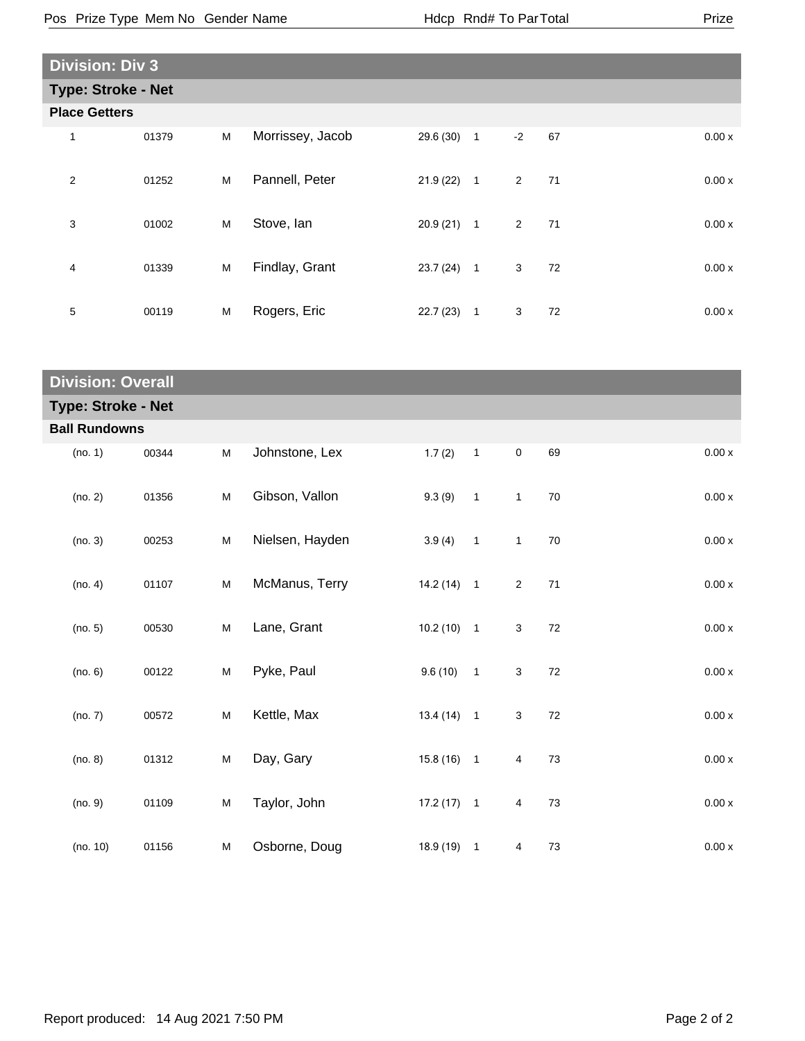| Pos | Prize Type | Mem No | Gender | Name | Hdcp | Rnd# | To Par | Total | Prize |
|---|---|---|---|---|---|---|---|---|---|

## Division: Div 3

### Type: Stroke - Net

**Place Getters**

| Pos | Prize Type | Mem No | Gender | Name | Hdcp | Rnd# | To Par | Total | Prize |
|---|---|---|---|---|---|---|---|---|---|
| 1 | | 01379 | M | Morrissey, Jacob | 29.6 (30) | 1 | -2 | 67 | 0.00 x |
| 2 | | 01252 | M | Pannell, Peter | 21.9 (22) | 1 | 2 | 71 | 0.00 x |
| 3 | | 01002 | M | Stove, Ian | 20.9 (21) | 1 | 2 | 71 | 0.00 x |
| 4 | | 01339 | M | Findlay, Grant | 23.7 (24) | 1 | 3 | 72 | 0.00 x |
| 5 | | 00119 | M | Rogers, Eric | 22.7 (23) | 1 | 3 | 72 | 0.00 x |

## Division: Overall

### Type: Stroke - Net

**Ball Rundowns**

| Pos | Prize Type | Mem No | Gender | Name | Hdcp | Rnd# | To Par | Total | Prize |
|---|---|---|---|---|---|---|---|---|---|
| (no. 1) | | 00344 | M | Johnstone, Lex | 1.7 (2) | 1 | 0 | 69 | 0.00 x |
| (no. 2) | | 01356 | M | Gibson, Vallon | 9.3 (9) | 1 | 1 | 70 | 0.00 x |
| (no. 3) | | 00253 | M | Nielsen, Hayden | 3.9 (4) | 1 | 1 | 70 | 0.00 x |
| (no. 4) | | 01107 | M | McManus, Terry | 14.2 (14) | 1 | 2 | 71 | 0.00 x |
| (no. 5) | | 00530 | M | Lane, Grant | 10.2 (10) | 1 | 3 | 72 | 0.00 x |
| (no. 6) | | 00122 | M | Pyke, Paul | 9.6 (10) | 1 | 3 | 72 | 0.00 x |
| (no. 7) | | 00572 | M | Kettle, Max | 13.4 (14) | 1 | 3 | 72 | 0.00 x |
| (no. 8) | | 01312 | M | Day, Gary | 15.8 (16) | 1 | 4 | 73 | 0.00 x |
| (no. 9) | | 01109 | M | Taylor, John | 17.2 (17) | 1 | 4 | 73 | 0.00 x |
| (no. 10) | | 01156 | M | Osborne, Doug | 18.9 (19) | 1 | 4 | 73 | 0.00 x |

Report produced: 14 Aug 2021 7:50 PM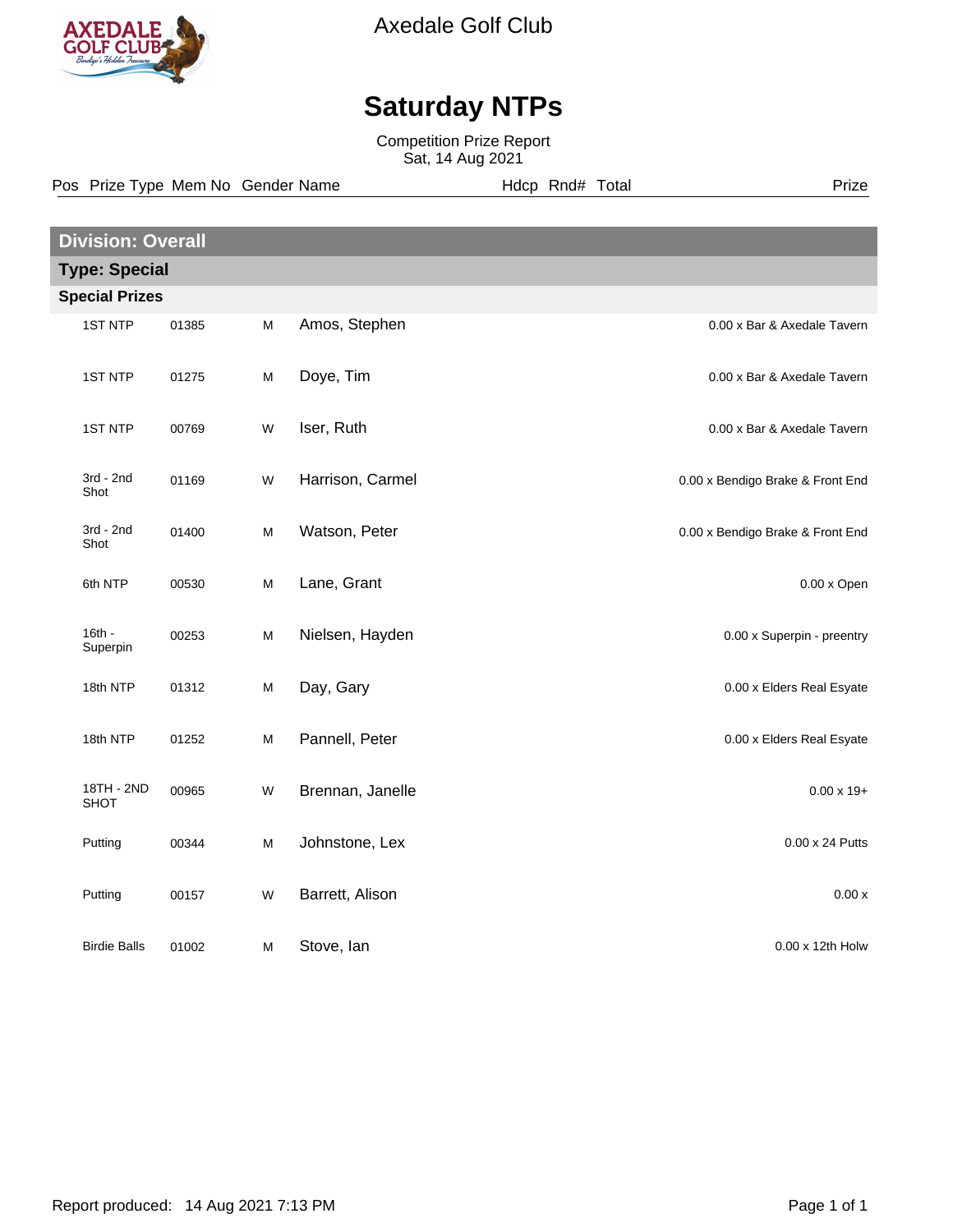Axedale Golf Club

# Saturday NTPs

Competition Prize Report
Sat, 14 Aug 2021

## Division: Overall

### Type: Special

#### Special Prizes

| Pos | Prize Type | Mem No | Gender | Name | Hdcp | Rnd# | Total | Prize |
|---|---|---|---|---|---|---|---|---|
| | 1ST NTP | 01385 | M | Amos, Stephen | | | | 0.00 x Bar & Axedale Tavern |
| | 1ST NTP | 01275 | M | Doye, Tim | | | | 0.00 x Bar & Axedale Tavern |
| | 1ST NTP | 00769 | W | Iser, Ruth | | | | 0.00 x Bar & Axedale Tavern |
| | 3rd - 2nd Shot | 01169 | W | Harrison, Carmel | | | | 0.00 x Bendigo Brake & Front End |
| | 3rd - 2nd Shot | 01400 | M | Watson, Peter | | | | 0.00 x Bendigo Brake & Front End |
| | 6th NTP | 00530 | M | Lane, Grant | | | | 0.00 x Open |
| | 16th - Superpin | 00253 | M | Nielsen, Hayden | | | | 0.00 x Superpin - preentry |
| | 18th NTP | 01312 | M | Day, Gary | | | | 0.00 x Elders Real Esyate |
| | 18th NTP | 01252 | M | Pannell, Peter | | | | 0.00 x Elders Real Esyate |
| | 18TH - 2ND SHOT | 00965 | W | Brennan, Janelle | | | | 0.00 x 19+ |
| | Putting | 00344 | M | Johnstone, Lex | | | | 0.00 x 24 Putts |
| | Putting | 00157 | W | Barrett, Alison | | | | 0.00 x |
| | Birdie Balls | 01002 | M | Stove, Ian | | | | 0.00 x 12th Holw |

Report produced: 14 Aug 2021 7:13 PM